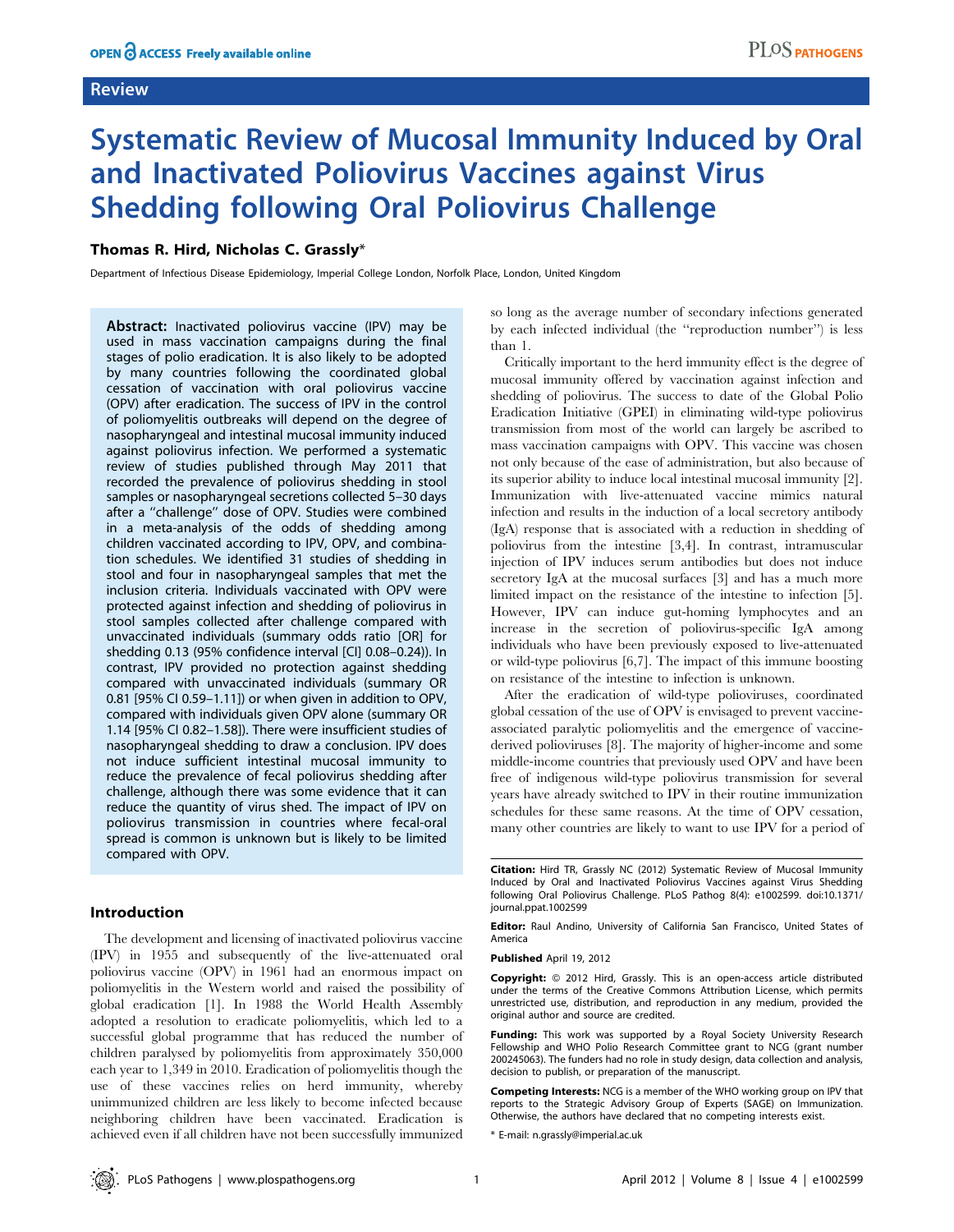Review

# Systematic Review of Mucosal Immunity Induced by Oral and Inactivated Poliovirus Vaccines against Virus Shedding following Oral Poliovirus Challenge

**Thomas R. Hird, Nicholas C. Grassly***

Department of Infectious Disease Epidemiology, Imperial College London, Norfolk Place, London, United Kingdom

**Abstract:** Inactivated poliovirus vaccine (IPV) may be used in mass vaccination campaigns during the final stages of polio eradication. It is also likely to be adopted by many countries following the coordinated global cessation of vaccination with oral poliovirus vaccine (OPV) after eradication. The success of IPV in the control of poliomyelitis outbreaks will depend on the degree of nasopharyngeal and intestinal mucosal immunity induced against poliovirus infection. We performed a systematic review of studies published through May 2011 that recorded the prevalence of poliovirus shedding in stool samples or nasopharyngeal secretions collected 5–30 days after a "challenge" dose of OPV. Studies were combined in a meta-analysis of the odds of shedding among children vaccinated according to IPV, OPV, and combination schedules. We identified 31 studies of shedding in stool and four in nasopharyngeal samples that met the inclusion criteria. Individuals vaccinated with OPV were protected against infection and shedding of poliovirus in stool samples collected after challenge compared with unvaccinated individuals (summary odds ratio [OR] for shedding 0.13 (95% confidence interval [CI] 0.08–0.24)). In contrast, IPV provided no protection against shedding compared with unvaccinated individuals (summary OR 0.81 [95% CI 0.59–1.11]) or when given in addition to OPV, compared with individuals given OPV alone (summary OR 1.14 [95% CI 0.82–1.58]). There were insufficient studies of nasopharyngeal shedding to draw a conclusion. IPV does not induce sufficient intestinal mucosal immunity to reduce the prevalence of fecal poliovirus shedding after challenge, although there was some evidence that it can reduce the quantity of virus shed. The impact of IPV on poliovirus transmission in countries where fecal-oral spread is common is unknown but is likely to be limited compared with OPV.

## Introduction

The development and licensing of inactivated poliovirus vaccine (IPV) in 1955 and subsequently of the live-attenuated oral poliovirus vaccine (OPV) in 1961 had an enormous impact on poliomyelitis in the Western world and raised the possibility of global eradication [1]. In 1988 the World Health Assembly adopted a resolution to eradicate poliomyelitis, which led to a successful global programme that has reduced the number of children paralysed by poliomyelitis from approximately 350,000 each year to 1,349 in 2010. Eradication of poliomyelitis though the use of these vaccines relies on herd immunity, whereby unimmunized children are less likely to become infected because neighboring children have been vaccinated. Eradication is achieved even if all children have not been successfully immunized so long as the average number of secondary infections generated by each infected individual (the "reproduction number") is less than 1.

Critically important to the herd immunity effect is the degree of mucosal immunity offered by vaccination against infection and shedding of poliovirus. The success to date of the Global Polio Eradication Initiative (GPEI) in eliminating wild-type poliovirus transmission from most of the world can largely be ascribed to mass vaccination campaigns with OPV. This vaccine was chosen not only because of the ease of administration, but also because of its superior ability to induce local intestinal mucosal immunity [2]. Immunization with live-attenuated vaccine mimics natural infection and results in the induction of a local secretory antibody (IgA) response that is associated with a reduction in shedding of poliovirus from the intestine [3,4]. In contrast, intramuscular injection of IPV induces serum antibodies but does not induce secretory IgA at the mucosal surfaces [3] and has a much more limited impact on the resistance of the intestine to infection [5]. However, IPV can induce gut-homing lymphocytes and an increase in the secretion of poliovirus-specific IgA among individuals who have been previously exposed to live-attenuated or wild-type poliovirus [6,7]. The impact of this immune boosting on resistance of the intestine to infection is unknown.

After the eradication of wild-type polioviruses, coordinated global cessation of the use of OPV is envisaged to prevent vaccine-associated paralytic poliomyelitis and the emergence of vaccine-derived polioviruses [8]. The majority of higher-income and some middle-income countries that previously used OPV and have been free of indigenous wild-type poliovirus transmission for several years have already switched to IPV in their routine immunization schedules for these same reasons. At the time of OPV cessation, many other countries are likely to want to use IPV for a period of

**Citation:** Hird TR, Grassly NC (2012) Systematic Review of Mucosal Immunity Induced by Oral and Inactivated Poliovirus Vaccines against Virus Shedding following Oral Poliovirus Challenge. PLoS Pathog 8(4): e1002599. doi:10.1371/journal.ppat.1002599

**Editor:** Raul Andino, University of California San Francisco, United States of America

**Published** April 19, 2012

**Copyright:** © 2012 Hird, Grassly. This is an open-access article distributed under the terms of the Creative Commons Attribution License, which permits unrestricted use, distribution, and reproduction in any medium, provided the original author and source are credited.

**Funding:** This work was supported by a Royal Society University Research Fellowship and WHO Polio Research Committee grant to NCG (grant number 200245063). The funders had no role in study design, data collection and analysis, decision to publish, or preparation of the manuscript.

**Competing Interests:** NCG is a member of the WHO working group on IPV that reports to the Strategic Advisory Group of Experts (SAGE) on Immunization. Otherwise, the authors have declared that no competing interests exist.

* E-mail: n.grassly@imperial.ac.uk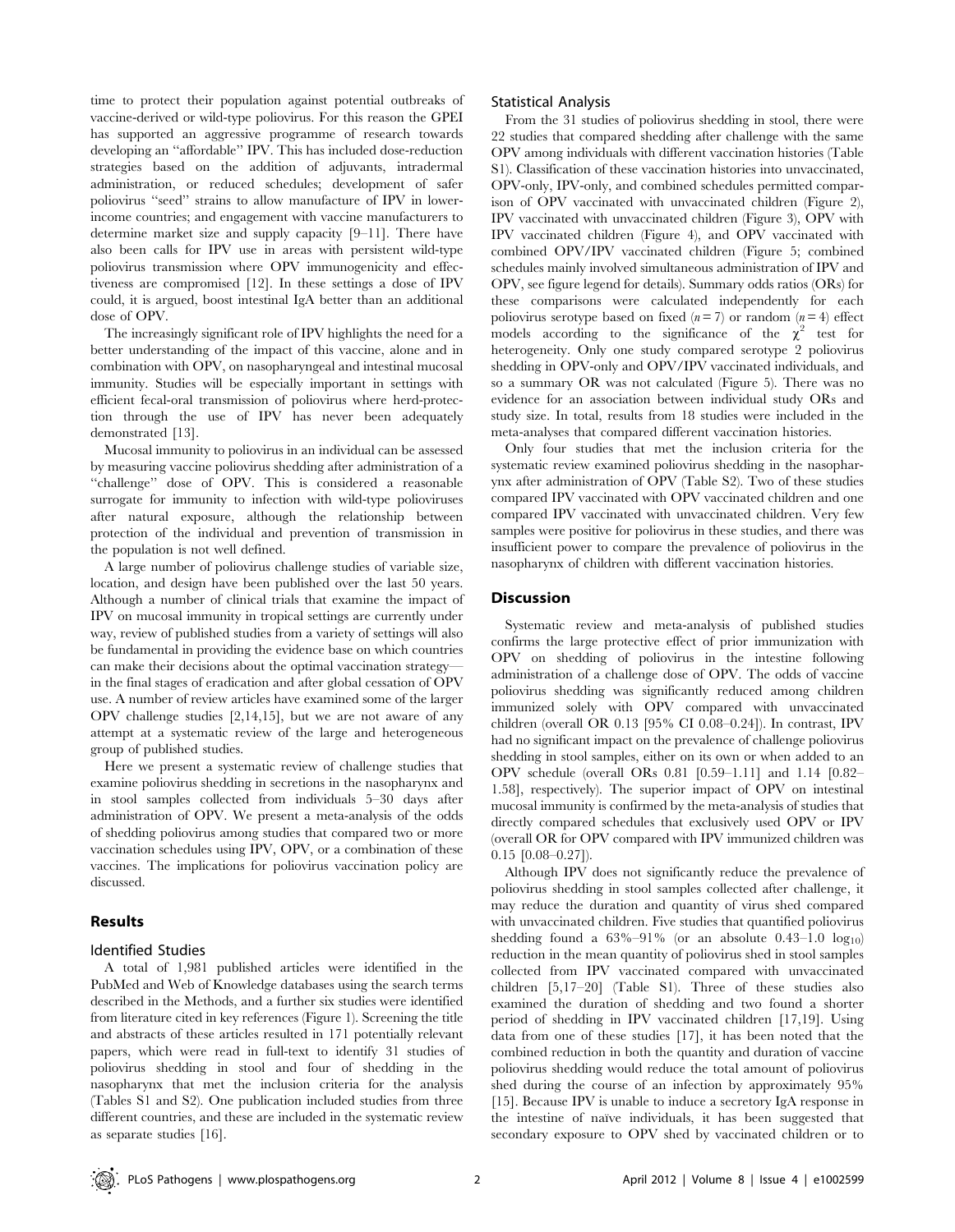time to protect their population against potential outbreaks of vaccine-derived or wild-type poliovirus. For this reason the GPEI has supported an aggressive programme of research towards developing an "affordable" IPV. This has included dose-reduction strategies based on the addition of adjuvants, intradermal administration, or reduced schedules; development of safer poliovirus "seed" strains to allow manufacture of IPV in lower-income countries; and engagement with vaccine manufacturers to determine market size and supply capacity [9–11]. There have also been calls for IPV use in areas with persistent wild-type poliovirus transmission where OPV immunogenicity and effectiveness are compromised [12]. In these settings a dose of IPV could, it is argued, boost intestinal IgA better than an additional dose of OPV.

The increasingly significant role of IPV highlights the need for a better understanding of the impact of this vaccine, alone and in combination with OPV, on nasopharyngeal and intestinal mucosal immunity. Studies will be especially important in settings with efficient fecal-oral transmission of poliovirus where herd-protection through the use of IPV has never been adequately demonstrated [13].

Mucosal immunity to poliovirus in an individual can be assessed by measuring vaccine poliovirus shedding after administration of a "challenge" dose of OPV. This is considered a reasonable surrogate for immunity to infection with wild-type polioviruses after natural exposure, although the relationship between protection of the individual and prevention of transmission in the population is not well defined.

A large number of poliovirus challenge studies of variable size, location, and design have been published over the last 50 years. Although a number of clinical trials that examine the impact of IPV on mucosal immunity in tropical settings are currently under way, review of published studies from a variety of settings will also be fundamental in providing the evidence base on which countries can make their decisions about the optimal vaccination strategy—in the final stages of eradication and after global cessation of OPV use. A number of review articles have examined some of the larger OPV challenge studies [2,14,15], but we are not aware of any attempt at a systematic review of the large and heterogeneous group of published studies.

Here we present a systematic review of challenge studies that examine poliovirus shedding in secretions in the nasopharynx and in stool samples collected from individuals 5–30 days after administration of OPV. We present a meta-analysis of the odds of shedding poliovirus among studies that compared two or more vaccination schedules using IPV, OPV, or a combination of these vaccines. The implications for poliovirus vaccination policy are discussed.

## Results

### Identified Studies

A total of 1,981 published articles were identified in the PubMed and Web of Knowledge databases using the search terms described in the Methods, and a further six studies were identified from literature cited in key references (Figure 1). Screening the title and abstracts of these articles resulted in 171 potentially relevant papers, which were read in full-text to identify 31 studies of poliovirus shedding in stool and four of shedding in the nasopharynx that met the inclusion criteria for the analysis (Tables S1 and S2). One publication included studies from three different countries, and these are included in the systematic review as separate studies [16].

### Statistical Analysis

From the 31 studies of poliovirus shedding in stool, there were 22 studies that compared shedding after challenge with the same OPV among individuals with different vaccination histories (Table S1). Classification of these vaccination histories into unvaccinated, OPV-only, IPV-only, and combined schedules permitted comparison of OPV vaccinated with unvaccinated children (Figure 2), IPV vaccinated with unvaccinated children (Figure 3), OPV with IPV vaccinated children (Figure 4), and OPV vaccinated with combined OPV/IPV vaccinated children (Figure 5; combined schedules mainly involved simultaneous administration of IPV and OPV, see figure legend for details). Summary odds ratios (ORs) for these comparisons were calculated independently for each poliovirus serotype based on fixed ($n=7$) or random ($n=4$) effect models according to the significance of the $\chi^2$ test for heterogeneity. Only one study compared serotype 2 poliovirus shedding in OPV-only and OPV/IPV vaccinated individuals, and so a summary OR was not calculated (Figure 5). There was no evidence for an association between individual study ORs and study size. In total, results from 18 studies were included in the meta-analyses that compared different vaccination histories.

Only four studies that met the inclusion criteria for the systematic review examined poliovirus shedding in the nasopharynx after administration of OPV (Table S2). Two of these studies compared IPV vaccinated with OPV vaccinated children and one compared IPV vaccinated with unvaccinated children. Very few samples were positive for poliovirus in these studies, and there was insufficient power to compare the prevalence of poliovirus in the nasopharynx of children with different vaccination histories.

## Discussion

Systematic review and meta-analysis of published studies confirms the large protective effect of prior immunization with OPV on shedding of poliovirus in the intestine following administration of a challenge dose of OPV. The odds of vaccine poliovirus shedding was significantly reduced among children immunized solely with OPV compared with unvaccinated children (overall OR 0.13 [95% CI 0.08–0.24]). In contrast, IPV had no significant impact on the prevalence of challenge poliovirus shedding in stool samples, either on its own or when added to an OPV schedule (overall ORs 0.81 [0.59–1.11] and 1.14 [0.82–1.58], respectively). The superior impact of OPV on intestinal mucosal immunity is confirmed by the meta-analysis of studies that directly compared schedules that exclusively used OPV or IPV (overall OR for OPV compared with IPV immunized children was 0.15 [0.08–0.27]).

Although IPV does not significantly reduce the prevalence of poliovirus shedding in stool samples collected after challenge, it may reduce the duration and quantity of virus shed compared with unvaccinated children. Five studies that quantified poliovirus shedding found a 63%–91% (or an absolute 0.43–1.0 $\log_{10}$) reduction in the mean quantity of poliovirus shed in stool samples collected from IPV vaccinated compared with unvaccinated children [5,17–20] (Table S1). Three of these studies also examined the duration of shedding and two found a shorter period of shedding in IPV vaccinated children [17,19]. Using data from one of these studies [17], it has been noted that the combined reduction in both the quantity and duration of vaccine poliovirus shedding would reduce the total amount of poliovirus shed during the course of an infection by approximately 95% [15]. Because IPV is unable to induce a secretory IgA response in the intestine of naïve individuals, it has been suggested that secondary exposure to OPV shed by vaccinated children or to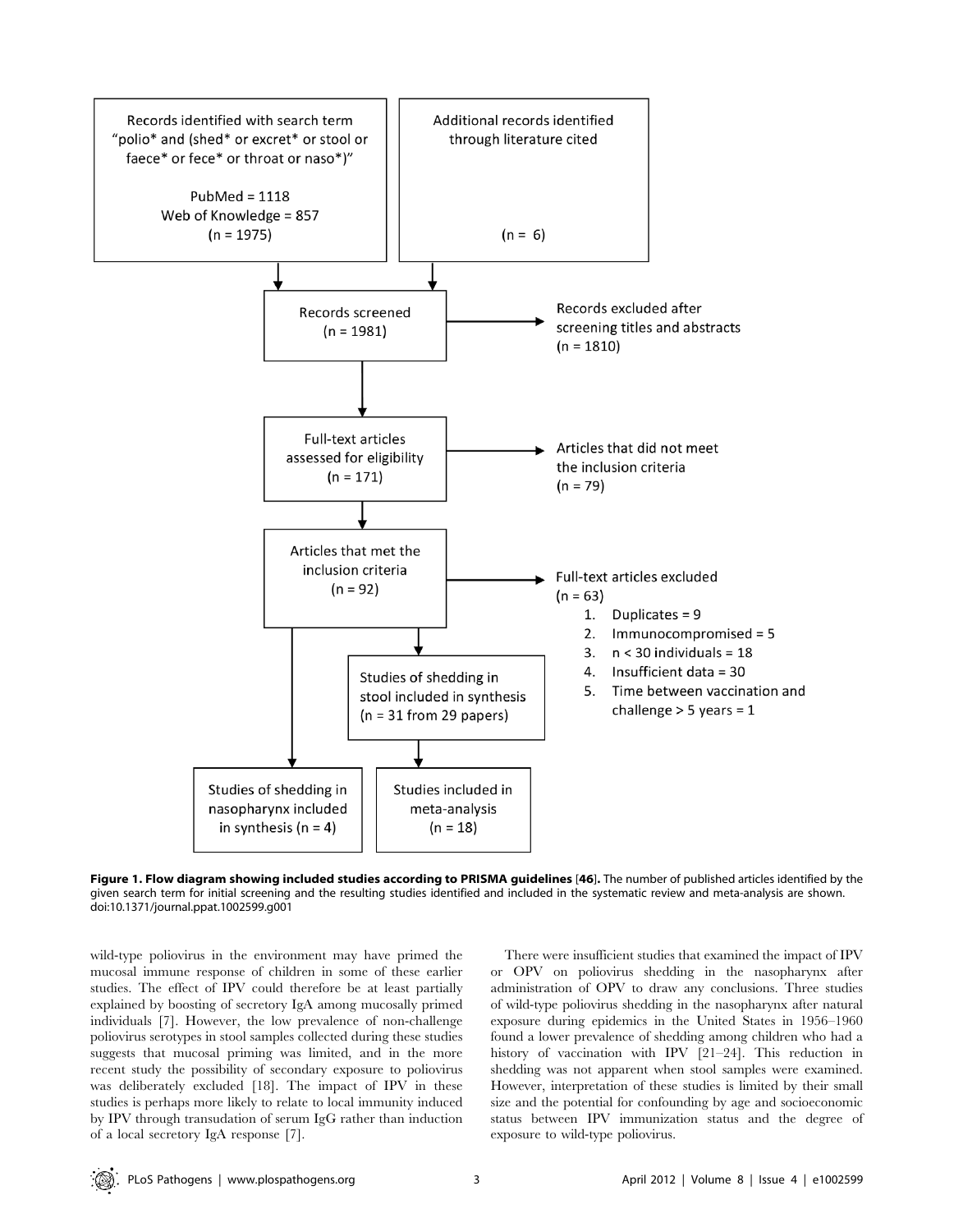Records identified with search term "polio* and (shed* or excret* or stool or faece* or fece* or throat or naso*)"

PubMed = 1118
Web of Knowledge = 857
(n = 1975)

Additional records identified through literature cited

(n = 6)

Records screened
(n = 1981)

Records excluded after screening titles and abstracts
(n = 1810)

Full-text articles assessed for eligibility
(n = 171)

Articles that did not meet the inclusion criteria
(n = 79)

Articles that met the inclusion criteria
(n = 92)

Full-text articles excluded
(n = 63)

1. Duplicates = 9
2. Immunocompromised = 5
3. n < 30 individuals = 18
4. Insufficient data = 30
5. Time between vaccination and challenge > 5 years = 1

Studies of shedding in stool included in synthesis
(n = 31 from 29 papers)

Studies of shedding in nasopharynx included in synthesis (n = 4)

Studies included in meta-analysis
(n = 18)

**Figure 1. Flow diagram showing included studies according to PRISMA guidelines [46].** The number of published articles identified by the given search term for initial screening and the resulting studies identified and included in the systematic review and meta-analysis are shown.
doi:10.1371/journal.ppat.1002599.g001

wild-type poliovirus in the environment may have primed the mucosal immune response of children in some of these earlier studies. The effect of IPV could therefore be at least partially explained by boosting of secretory IgA among mucosally primed individuals [7]. However, the low prevalence of non-challenge poliovirus serotypes in stool samples collected during these studies suggests that mucosal priming was limited, and in the more recent study the possibility of secondary exposure to poliovirus was deliberately excluded [18]. The impact of IPV in these studies is perhaps more likely to relate to local immunity induced by IPV through transudation of serum IgG rather than induction of a local secretory IgA response [7].

There were insufficient studies that examined the impact of IPV or OPV on poliovirus shedding in the nasopharynx after administration of OPV to draw any conclusions. Three studies of wild-type poliovirus shedding in the nasopharynx after natural exposure during epidemics in the United States in 1956–1960 found a lower prevalence of shedding among children who had a history of vaccination with IPV [21–24]. This reduction in shedding was not apparent when stool samples were examined. However, interpretation of these studies is limited by their small size and the potential for confounding by age and socioeconomic status between IPV immunization status and the degree of exposure to wild-type poliovirus.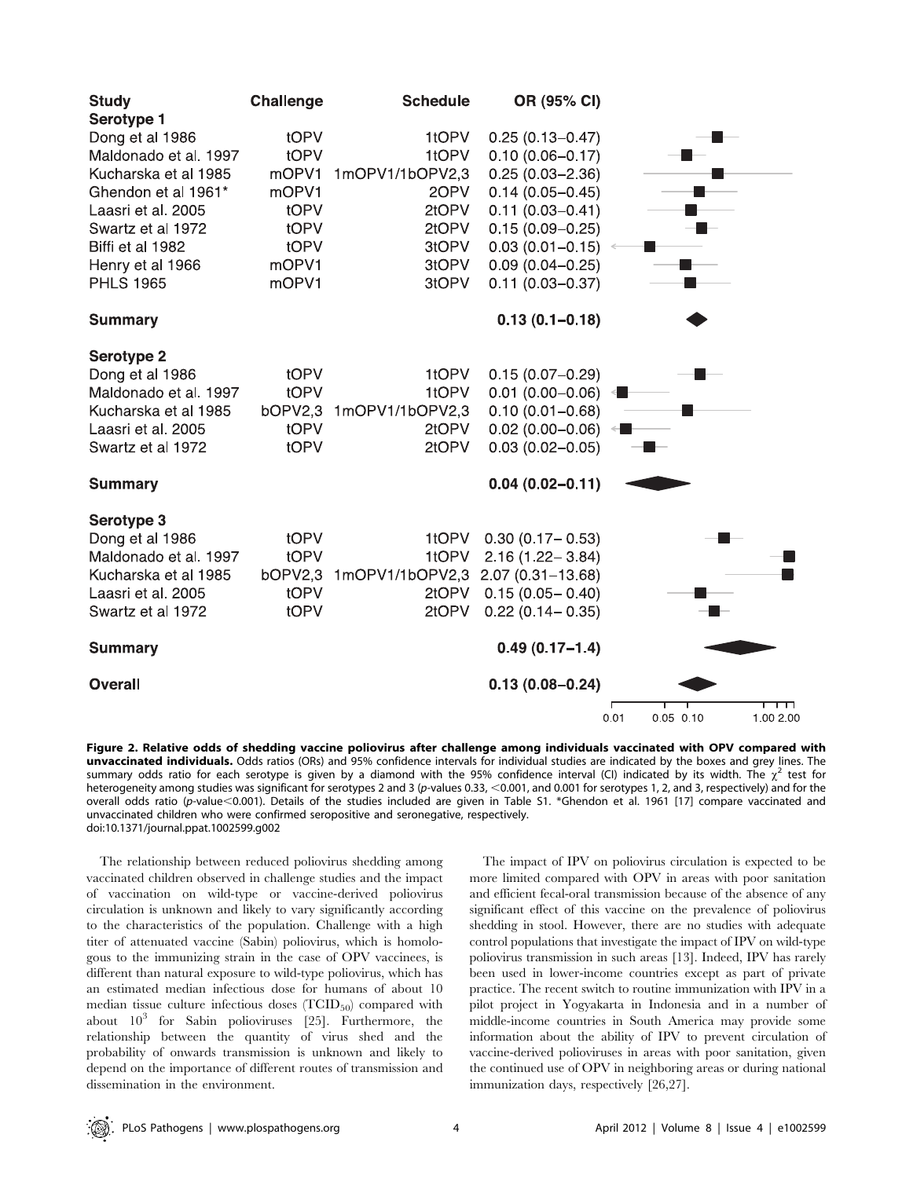| Study | Challenge | Schedule | OR (95% CI) |
|---|---|---|---|
| **Serotype 1** | | | |
| Dong et al 1986 | tOPV | 1tOPV | 0.25 (0.13–0.47) |
| Maldonado et al. 1997 | tOPV | 1tOPV | 0.10 (0.06–0.17) |
| Kucharska et al 1985 | mOPV1 | 1mOPV1/1bOPV2,3 | 0.25 (0.03–2.36) |
| Ghendon et al 1961* | mOPV1 | 2OPV | 0.14 (0.05–0.45) |
| Laasri et al. 2005 | tOPV | 2tOPV | 0.11 (0.03–0.41) |
| Swartz et al 1972 | tOPV | 2tOPV | 0.15 (0.09–0.25) |
| Biffi et al 1982 | tOPV | 3tOPV | 0.03 (0.01–0.15) |
| Henry et al 1966 | mOPV1 | 3tOPV | 0.09 (0.04–0.25) |
| PHLS 1965 | mOPV1 | 3tOPV | 0.11 (0.03–0.37) |
| **Summary** | | | **0.13 (0.1–0.18)** |
| **Serotype 2** | | | |
| Dong et al 1986 | tOPV | 1tOPV | 0.15 (0.07–0.29) |
| Maldonado et al. 1997 | tOPV | 1tOPV | 0.01 (0.00–0.06) |
| Kucharska et al 1985 | bOPV2,3 | 1mOPV1/1bOPV2,3 | 0.10 (0.01–0.68) |
| Laasri et al. 2005 | tOPV | 2tOPV | 0.02 (0.00–0.06) |
| Swartz et al 1972 | tOPV | 2tOPV | 0.03 (0.02–0.05) |
| **Summary** | | | **0.04 (0.02–0.11)** |
| **Serotype 3** | | | |
| Dong et al 1986 | tOPV | 1tOPV | 0.30 (0.17–0.53) |
| Maldonado et al. 1997 | tOPV | 1tOPV | 2.16 (1.22–3.84) |
| Kucharska et al 1985 | bOPV2,3 | 1mOPV1/1bOPV2,3 | 2.07 (0.31–13.68) |
| Laasri et al. 2005 | tOPV | 2tOPV | 0.15 (0.05–0.40) |
| Swartz et al 1972 | tOPV | 2tOPV | 0.22 (0.14–0.35) |
| **Summary** | | | **0.49 (0.17–1.4)** |
| **Overall** | | | **0.13 (0.08–0.24)** |

**Figure 2. Relative odds of shedding vaccine poliovirus after challenge among individuals vaccinated with OPV compared with unvaccinated individuals.** Odds ratios (ORs) and 95% confidence intervals for individual studies are indicated by the boxes and grey lines. The summary odds ratio for each serotype is given by a diamond with the 95% confidence interval (CI) indicated by its width. The $\chi^2$ test for heterogeneity among studies was significant for serotypes 2 and 3 ($p$-values 0.33, <0.001, and 0.001 for serotypes 1, 2, and 3, respectively) and for the overall odds ratio ($p$-value<0.001). Details of the studies included are given in Table S1. *Ghendon et al. 1961 [17] compare vaccinated and unvaccinated children who were confirmed seropositive and seronegative, respectively.
doi:10.1371/journal.ppat.1002599.g002

The relationship between reduced poliovirus shedding among vaccinated children observed in challenge studies and the impact of vaccination on wild-type or vaccine-derived poliovirus circulation is unknown and likely to vary significantly according to the characteristics of the population. Challenge with a high titer of attenuated vaccine (Sabin) poliovirus, which is homologous to the immunizing strain in the case of OPV vaccinees, is different than natural exposure to wild-type poliovirus, which has an estimated median infectious dose for humans of about 10 median tissue culture infectious doses ($TCID_{50}$) compared with about $10^3$ for Sabin polioviruses [25]. Furthermore, the relationship between the quantity of virus shed and the probability of onwards transmission is unknown and likely to depend on the importance of different routes of transmission and dissemination in the environment.

The impact of IPV on poliovirus circulation is expected to be more limited compared with OPV in areas with poor sanitation and efficient fecal-oral transmission because of the absence of any significant effect of this vaccine on the prevalence of poliovirus shedding in stool. However, there are no studies with adequate control populations that investigate the impact of IPV on wild-type poliovirus transmission in such areas [13]. Indeed, IPV has rarely been used in lower-income countries except as part of private practice. The recent switch to routine immunization with IPV in a pilot project in Yogyakarta in Indonesia and in a number of middle-income countries in South America may provide some information about the ability of IPV to prevent circulation of vaccine-derived polioviruses in areas with poor sanitation, given the continued use of OPV in neighboring areas or during national immunization days, respectively [26,27].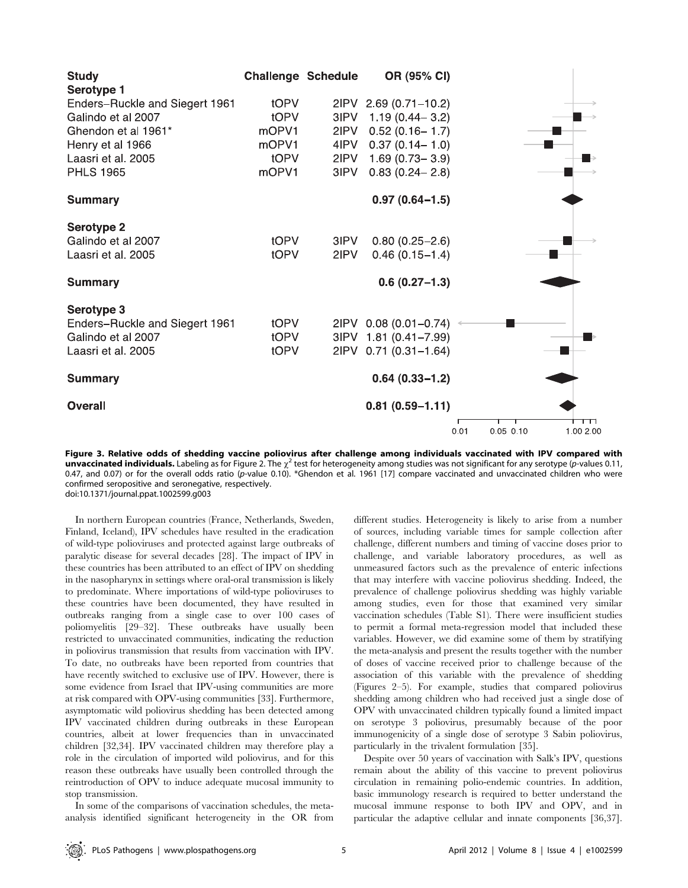| Study | Challenge | Schedule | OR (95% CI) |
|---|---|---|---|
| **Serotype 1** | | | |
| Enders–Ruckle and Siegert 1961 | tOPV | 2IPV | 2.69 (0.71–10.2) |
| Galindo et al 2007 | tOPV | 3IPV | 1.19 (0.44– 3.2) |
| Ghendon et al 1961* | mOPV1 | 2IPV | 0.52 (0.16– 1.7) |
| Henry et al 1966 | mOPV1 | 4IPV | 0.37 (0.14– 1.0) |
| Laasri et al. 2005 | tOPV | 2IPV | 1.69 (0.73– 3.9) |
| PHLS 1965 | mOPV1 | 3IPV | 0.83 (0.24– 2.8) |
| **Summary** | | | **0.97 (0.64–1.5)** |
| **Serotype 2** | | | |
| Galindo et al 2007 | tOPV | 3IPV | 0.80 (0.25–2.6) |
| Laasri et al. 2005 | tOPV | 2IPV | 0.46 (0.15–1.4) |
| **Summary** | | | **0.6 (0.27–1.3)** |
| **Serotype 3** | | | |
| Enders–Ruckle and Siegert 1961 | tOPV | 2IPV | 0.08 (0.01–0.74) |
| Galindo et al 2007 | tOPV | 3IPV | 1.81 (0.41–7.99) |
| Laasri et al. 2005 | tOPV | 2IPV | 0.71 (0.31–1.64) |
| **Summary** | | | **0.64 (0.33–1.2)** |
| **Overall** | | | **0.81 (0.59–1.11)** |

**Figure 3. Relative odds of shedding vaccine poliovirus after challenge among individuals vaccinated with IPV compared with unvaccinated individuals.** Labeling as for Figure 2. The $\chi^2$ test for heterogeneity among studies was not significant for any serotype (*p*-values 0.11, 0.47, and 0.07) or for the overall odds ratio (*p*-value 0.10). *Ghendon et al. 1961 [17] compare vaccinated and unvaccinated children who were confirmed seropositive and seronegative, respectively.
doi:10.1371/journal.ppat.1002599.g003

In northern European countries (France, Netherlands, Sweden, Finland, Iceland), IPV schedules have resulted in the eradication of wild-type polioviruses and protected against large outbreaks of paralytic disease for several decades [28]. The impact of IPV in these countries has been attributed to an effect of IPV on shedding in the nasopharynx in settings where oral-oral transmission is likely to predominate. Where importations of wild-type polioviruses to these countries have been documented, they have resulted in outbreaks ranging from a single case to over 100 cases of poliomyelitis [29–32]. These outbreaks have usually been restricted to unvaccinated communities, indicating the reduction in poliovirus transmission that results from vaccination with IPV. To date, no outbreaks have been reported from countries that have recently switched to exclusive use of IPV. However, there is some evidence from Israel that IPV-using communities are more at risk compared with OPV-using communities [33]. Furthermore, asymptomatic wild poliovirus shedding has been detected among IPV vaccinated children during outbreaks in these European countries, albeit at lower frequencies than in unvaccinated children [32,34]. IPV vaccinated children may therefore play a role in the circulation of imported wild poliovirus, and for this reason these outbreaks have usually been controlled through the reintroduction of OPV to induce adequate mucosal immunity to stop transmission.

In some of the comparisons of vaccination schedules, the meta-analysis identified significant heterogeneity in the OR from different studies. Heterogeneity is likely to arise from a number of sources, including variable times for sample collection after challenge, different numbers and timing of vaccine doses prior to challenge, and variable laboratory procedures, as well as unmeasured factors such as the prevalence of enteric infections that may interfere with vaccine poliovirus shedding. Indeed, the prevalence of challenge poliovirus shedding was highly variable among studies, even for those that examined very similar vaccination schedules (Table S1). There were insufficient studies to permit a formal meta-regression model that included these variables. However, we did examine some of them by stratifying the meta-analysis and present the results together with the number of doses of vaccine received prior to challenge because of the association of this variable with the prevalence of shedding (Figures 2–5). For example, studies that compared poliovirus shedding among children who had received just a single dose of OPV with unvaccinated children typically found a limited impact on serotype 3 poliovirus, presumably because of the poor immunogenicity of a single dose of serotype 3 Sabin poliovirus, particularly in the trivalent formulation [35].

Despite over 50 years of vaccination with Salk's IPV, questions remain about the ability of this vaccine to prevent poliovirus circulation in remaining polio-endemic countries. In addition, basic immunology research is required to better understand the mucosal immune response to both IPV and OPV, and in particular the adaptive cellular and innate components [36,37].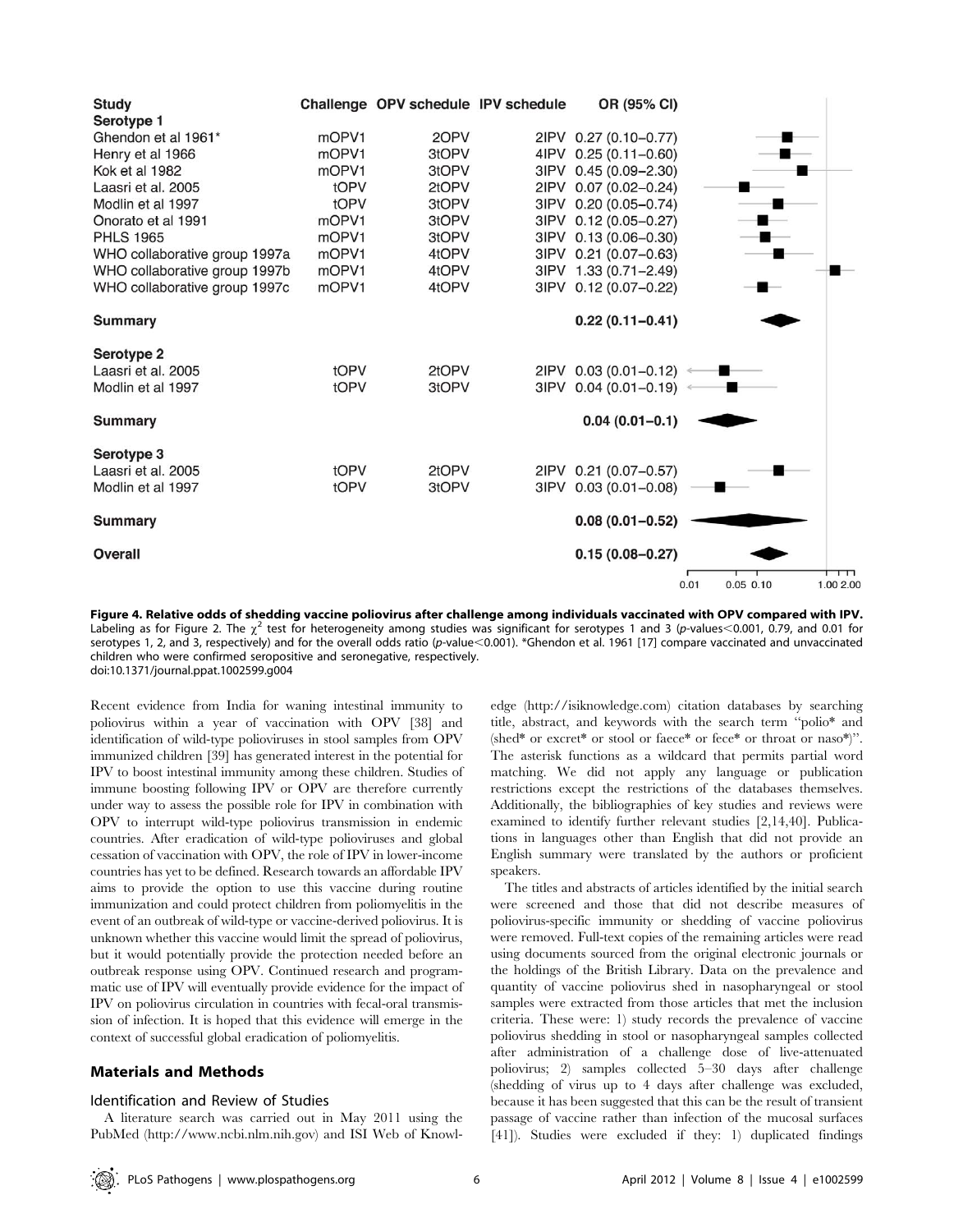| Study | Challenge | OPV schedule | IPV schedule | OR (95% CI) |
|---|---|---|---|---|
| **Serotype 1** | | | | |
| Ghendon et al 1961* | mOPV1 | 2OPV | 2IPV | 0.27 (0.10–0.77) |
| Henry et al 1966 | mOPV1 | 3tOPV | 4IPV | 0.25 (0.11–0.60) |
| Kok et al 1982 | mOPV1 | 3tOPV | 3IPV | 0.45 (0.09–2.30) |
| Laasri et al. 2005 | tOPV | 2tOPV | 2IPV | 0.07 (0.02–0.24) |
| Modlin et al 1997 | tOPV | 3tOPV | 3IPV | 0.20 (0.05–0.74) |
| Onorato et al 1991 | mOPV1 | 3tOPV | 3IPV | 0.12 (0.05–0.27) |
| PHLS 1965 | mOPV1 | 3tOPV | 3IPV | 0.13 (0.06–0.30) |
| WHO collaborative group 1997a | mOPV1 | 4tOPV | 3IPV | 0.21 (0.07–0.63) |
| WHO collaborative group 1997b | mOPV1 | 4tOPV | 3IPV | 1.33 (0.71–2.49) |
| WHO collaborative group 1997c | mOPV1 | 4tOPV | 3IPV | 0.12 (0.07–0.22) |
| **Summary** | | | | **0.22 (0.11–0.41)** |
| **Serotype 2** | | | | |
| Laasri et al. 2005 | tOPV | 2tOPV | 2IPV | 0.03 (0.01–0.12) |
| Modlin et al 1997 | tOPV | 3tOPV | 3IPV | 0.04 (0.01–0.19) |
| **Summary** | | | | **0.04 (0.01–0.1)** |
| **Serotype 3** | | | | |
| Laasri et al. 2005 | tOPV | 2tOPV | 2IPV | 0.21 (0.07–0.57) |
| Modlin et al 1997 | tOPV | 3tOPV | 3IPV | 0.03 (0.01–0.08) |
| **Summary** | | | | **0.08 (0.01–0.52)** |
| **Overall** | | | | **0.15 (0.08–0.27)** |

**Figure 4. Relative odds of shedding vaccine poliovirus after challenge among individuals vaccinated with OPV compared with IPV.** Labeling as for Figure 2. The $\chi^2$ test for heterogeneity among studies was significant for serotypes 1 and 3 (*p*-values<0.001, 0.79, and 0.01 for serotypes 1, 2, and 3, respectively) and for the overall odds ratio (*p*-value<0.001). *Ghendon et al. 1961 [17] compare vaccinated and unvaccinated children who were confirmed seropositive and seronegative, respectively.
doi:10.1371/journal.ppat.1002599.g004

Recent evidence from India for waning intestinal immunity to poliovirus within a year of vaccination with OPV [38] and identification of wild-type polioviruses in stool samples from OPV immunized children [39] has generated interest in the potential for IPV to boost intestinal immunity among these children. Studies of immune boosting following IPV or OPV are therefore currently under way to assess the possible role for IPV in combination with OPV to interrupt wild-type poliovirus transmission in endemic countries. After eradication of wild-type polioviruses and global cessation of vaccination with OPV, the role of IPV in lower-income countries has yet to be defined. Research towards an affordable IPV aims to provide the option to use this vaccine during routine immunization and could protect children from poliomyelitis in the event of an outbreak of wild-type or vaccine-derived poliovirus. It is unknown whether this vaccine would limit the spread of poliovirus, but it would potentially provide the protection needed before an outbreak response using OPV. Continued research and programmatic use of IPV will eventually provide evidence for the impact of IPV on poliovirus circulation in countries with fecal-oral transmission of infection. It is hoped that this evidence will emerge in the context of successful global eradication of poliomyelitis.

## Materials and Methods

### Identification and Review of Studies

A literature search was carried out in May 2011 using the PubMed (http://www.ncbi.nlm.nih.gov) and ISI Web of Knowledge (http://isiknowledge.com) citation databases by searching title, abstract, and keywords with the search term "polio* and (shed* or excret* or stool or faece* or fece* or throat or naso*)". The asterisk functions as a wildcard that permits partial word matching. We did not apply any language or publication restrictions except the restrictions of the databases themselves. Additionally, the bibliographies of key studies and reviews were examined to identify further relevant studies [2,14,40]. Publications in languages other than English that did not provide an English summary were translated by the authors or proficient speakers.

The titles and abstracts of articles identified by the initial search were screened and those that did not describe measures of poliovirus-specific immunity or shedding of vaccine poliovirus were removed. Full-text copies of the remaining articles were read using documents sourced from the original electronic journals or the holdings of the British Library. Data on the prevalence and quantity of vaccine poliovirus shed in nasopharyngeal or stool samples were extracted from those articles that met the inclusion criteria. These were: 1) study records the prevalence of vaccine poliovirus shedding in stool or nasopharyngeal samples collected after administration of a challenge dose of live-attenuated poliovirus; 2) samples collected 5–30 days after challenge (shedding of virus up to 4 days after challenge was excluded, because it has been suggested that this can be the result of transient passage of vaccine rather than infection of the mucosal surfaces [41]). Studies were excluded if they: 1) duplicated findings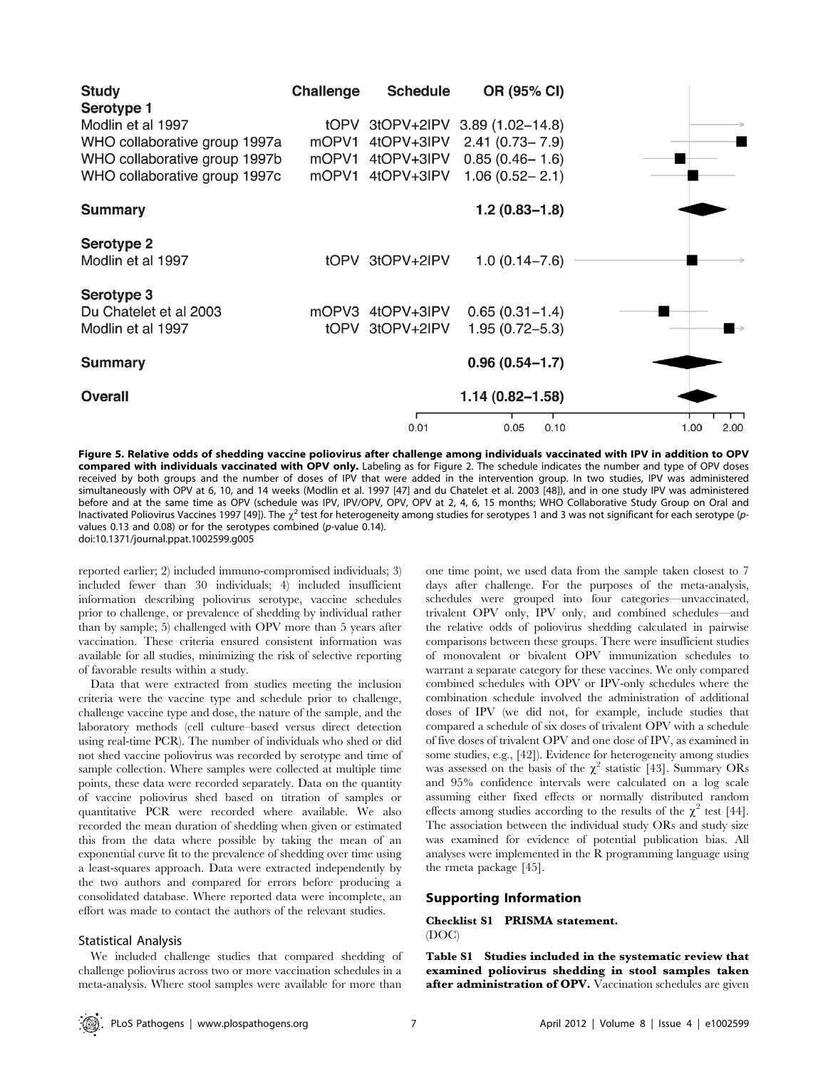| Study | Challenge | Schedule | OR (95% CI) |
|---|---|---|---|
| **Serotype 1** | | | |
| Modlin et al 1997 | tOPV | 3tOPV+2IPV | 3.89 (1.02–14.8) |
| WHO collaborative group 1997a | mOPV1 | 4tOPV+3IPV | 2.41 (0.73– 7.9) |
| WHO collaborative group 1997b | mOPV1 | 4tOPV+3IPV | 0.85 (0.46– 1.6) |
| WHO collaborative group 1997c | mOPV1 | 4tOPV+3IPV | 1.06 (0.52– 2.1) |
| **Summary** | | | **1.2 (0.83–1.8)** |
| **Serotype 2** | | | |
| Modlin et al 1997 | tOPV | 3tOPV+2IPV | 1.0 (0.14–7.6) |
| **Serotype 3** | | | |
| Du Chatelet et al 2003 | mOPV3 | 4tOPV+3IPV | 0.65 (0.31–1.4) |
| Modlin et al 1997 | tOPV | 3tOPV+2IPV | 1.95 (0.72–5.3) |
| **Summary** | | | **0.96 (0.54–1.7)** |
| **Overall** | | | **1.14 (0.82–1.58)** |

**Figure 5. Relative odds of shedding vaccine poliovirus after challenge among individuals vaccinated with IPV in addition to OPV compared with individuals vaccinated with OPV only.** Labeling as for Figure 2. The schedule indicates the number and type of OPV doses received by both groups and the number of doses of IPV that were added in the intervention group. In two studies, IPV was administered simultaneously with OPV at 6, 10, and 14 weeks (Modlin et al. 1997 [47] and du Chatelet et al. 2003 [48]), and in one study IPV was administered before and at the same time as OPV (schedule was IPV, IPV/OPV, OPV, OPV at 2, 4, 6, 15 months; WHO Collaborative Study Group on Oral and Inactivated Poliovirus Vaccines 1997 [49]). The $\chi^2$ test for heterogeneity among studies for serotypes 1 and 3 was not significant for each serotype (*p*-values 0.13 and 0.08) or for the serotypes combined (*p*-value 0.14).
doi:10.1371/journal.ppat.1002599.g005

reported earlier; 2) included immuno-compromised individuals; 3) included fewer than 30 individuals; 4) included insufficient information describing poliovirus serotype, vaccine schedules prior to challenge, or prevalence of shedding by individual rather than by sample; 5) challenged with OPV more than 5 years after vaccination. These criteria ensured consistent information was available for all studies, minimizing the risk of selective reporting of favorable results within a study.

Data that were extracted from studies meeting the inclusion criteria were the vaccine type and schedule prior to challenge, challenge vaccine type and dose, the nature of the sample, and the laboratory methods (cell culture–based versus direct detection using real-time PCR). The number of individuals who shed or did not shed vaccine poliovirus was recorded by serotype and time of sample collection. Where samples were collected at multiple time points, these data were recorded separately. Data on the quantity of vaccine poliovirus shed based on titration of samples or quantitative PCR were recorded where available. We also recorded the mean duration of shedding when given or estimated this from the data where possible by taking the mean of an exponential curve fit to the prevalence of shedding over time using a least-squares approach. Data were extracted independently by the two authors and compared for errors before producing a consolidated database. Where reported data were incomplete, an effort was made to contact the authors of the relevant studies.

### Statistical Analysis

We included challenge studies that compared shedding of challenge poliovirus across two or more vaccination schedules in a meta-analysis. Where stool samples were available for more than one time point, we used data from the sample taken closest to 7 days after challenge. For the purposes of the meta-analysis, schedules were grouped into four categories—unvaccinated, trivalent OPV only, IPV only, and combined schedules—and the relative odds of poliovirus shedding calculated in pairwise comparisons between these groups. There were insufficient studies of monovalent or bivalent OPV immunization schedules to warrant a separate category for these vaccines. We only compared combined schedules with OPV or IPV-only schedules where the combination schedule involved the administration of additional doses of IPV (we did not, for example, include studies that compared a schedule of six doses of trivalent OPV with a schedule of five doses of trivalent OPV and one dose of IPV, as examined in some studies, e.g., [42]). Evidence for heterogeneity among studies was assessed on the basis of the $\chi^2$ statistic [43]. Summary ORs and 95% confidence intervals were calculated on a log scale assuming either fixed effects or normally distributed random effects among studies according to the results of the $\chi^2$ test [44]. The association between the individual study ORs and study size was examined for evidence of potential publication bias. All analyses were implemented in the R programming language using the rmeta package [45].

## Supporting Information

**Checklist S1 PRISMA statement.**
(DOC)

**Table S1 Studies included in the systematic review that examined poliovirus shedding in stool samples taken after administration of OPV.** Vaccination schedules are given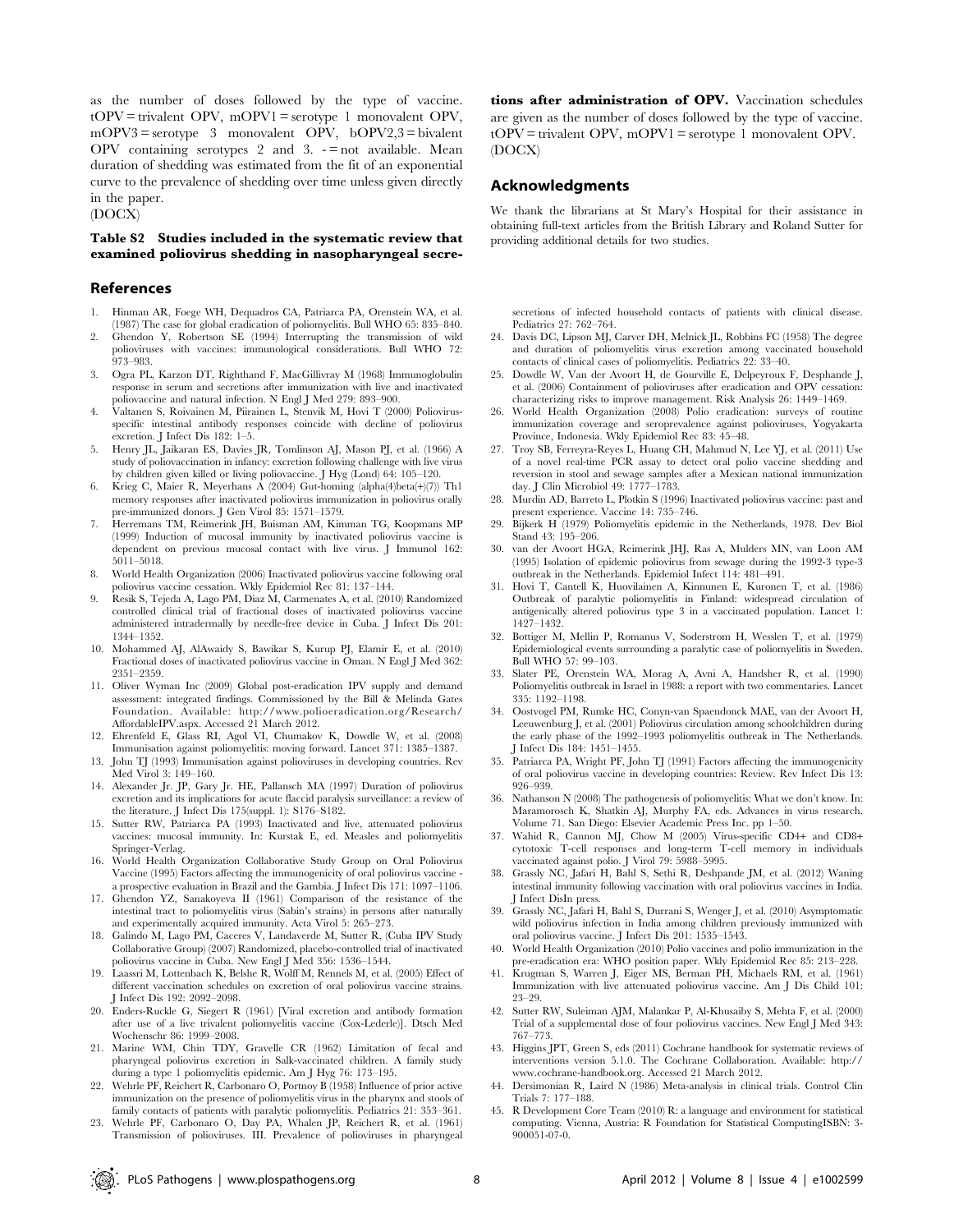as the number of doses followed by the type of vaccine. tOPV = trivalent OPV, mOPV1 = serotype 1 monovalent OPV, mOPV3 = serotype 3 monovalent OPV, bOPV2,3 = bivalent OPV containing serotypes 2 and 3. - = not available. Mean duration of shedding was estimated from the fit of an exponential curve to the prevalence of shedding over time unless given directly in the paper.
(DOCX)

**Table S2 Studies included in the systematic review that examined poliovirus shedding in nasopharyngeal secretions after administration of OPV.** Vaccination schedules are given as the number of doses followed by the type of vaccine. tOPV = trivalent OPV, mOPV1 = serotype 1 monovalent OPV.
(DOCX)

## Acknowledgments

We thank the librarians at St Mary's Hospital for their assistance in obtaining full-text articles from the British Library and Roland Sutter for providing additional details for two studies.

## References

1. Hinman AR, Foege WH, Dequadros CA, Patriarca PA, Orenstein WA, et al. (1987) The case for global eradication of poliomyelitis. Bull WHO 65: 835–840.
2. Ghendon Y, Robertson SE (1994) Interrupting the transmission of wild polioviruses with vaccines: immunological considerations. Bull WHO 72: 973–983.
3. Ogra PL, Karzon DT, Righthand F, MacGillivray M (1968) Immunoglobulin response in serum and secretions after immunization with live and inactivated poliovaccine and natural infection. N Engl J Med 279: 893–900.
4. Valtanen S, Roivainen M, Piirainen L, Stenvik M, Hovi T (2000) Poliovirus-specific intestinal antibody responses coincide with decline of poliovirus excretion. J Infect Dis 182: 1–5.
5. Henry JL, Jaikaran ES, Davies JR, Tomlinson AJ, Mason PJ, et al. (1966) A study of poliovaccination in infancy: excretion following challenge with live virus by children given killed or living poliovaccine. J Hyg (Lond) 64: 105–120.
6. Krieg C, Maier R, Meyerhans A (2004) Gut-homing (alpha(4)beta(+)(7)) Th1 memory responses after inactivated poliovirus immunization in poliovirus orally pre-immunized donors. J Gen Virol 85: 1571–1579.
7. Herremans TM, Reimerink JH, Buisman AM, Kimman TG, Koopmans MP (1999) Induction of mucosal immunity by inactivated poliovirus vaccine is dependent on previous mucosal contact with live virus. J Immunol 162: 5011–5018.
8. World Health Organization (2006) Inactivated poliovirus vaccine following oral poliovirus vaccine cessation. Wkly Epidemiol Rec 81: 137–144.
9. Resik S, Tejeda A, Lago PM, Diaz M, Carmenates A, et al. (2010) Randomized controlled clinical trial of fractional doses of inactivated poliovirus vaccine administered intradermally by needle-free device in Cuba. J Infect Dis 201: 1344–1352.
10. Mohammed AJ, AlAwaidy S, Bawikar S, Kurup PJ, Elamir E, et al. (2010) Fractional doses of inactivated poliovirus vaccine in Oman. N Engl J Med 362: 2351–2359.
11. Oliver Wyman Inc (2009) Global post-eradication IPV supply and demand assessment: integrated findings. Commissioned by the Bill & Melinda Gates Foundation. Available: http://www.polioeradication.org/Research/AffordableIPV.aspx. Accessed 21 March 2012.
12. Ehrenfeld E, Glass RI, Agol VI, Chumakov K, Dowdle W, et al. (2008) Immunisation against poliomyelitis: moving forward. Lancet 371: 1385–1387.
13. John TJ (1993) Immunisation against polioviruses in developing countries. Rev Med Virol 3: 149–160.
14. Alexander Jr. JP, Gary Jr. HE, Pallansch MA (1997) Duration of poliovirus excretion and its implications for acute flaccid paralysis surveillance: a review of the literature. J Infect Dis 175(suppl. 1): S176–S182.
15. Sutter RW, Patriarca PA (1993) Inactivated and live, attenuated poliovirus vaccines: mucosal immunity. In: Kurstak E, ed. Measles and poliomyelitis Springer-Verlag.
16. World Health Organization Collaborative Study Group on Oral Poliovirus Vaccine (1995) Factors affecting the immunogenicity of oral poliovirus vaccine - a prospective evaluation in Brazil and the Gambia. J Infect Dis 171: 1097–1106.
17. Ghendon YZ, Sanakoyeva II (1961) Comparison of the resistance of the intestinal tract to poliomyelitis virus (Sabin's strains) in persons after naturally and experimentally acquired immunity. Acta Virol 5: 265–273.
18. Galindo M, Lago PM, Caceres V, Landaverde M, Sutter R, (Cuba IPV Study Collaborative Group) (2007) Randomized, placebo-controlled trial of inactivated poliovirus vaccine in Cuba. New Engl J Med 356: 1536–1544.
19. Laassri M, Lottenbach K, Belshe R, Wolff M, Rennels M, et al. (2005) Effect of different vaccination schedules on excretion of oral poliovirus vaccine strains. J Infect Dis 192: 2092–2098.
20. Enders-Ruckle G, Siegert R (1961) [Viral excretion and antibody formation after use of a live trivalent poliomyelitis vaccine (Cox-Lederle)]. Dtsch Med Wochenschr 86: 1999–2008.
21. Marine WM, Chin TDY, Gravelle CR (1962) Limitation of fecal and pharyngeal poliovirus excretion in Salk-vaccinated children. A family study during a type 1 poliomyelitis epidemic. Am J Hyg 76: 173–195.
22. Wehrle PF, Reichert R, Carbonaro O, Portnoy B (1958) Influence of prior active immunization on the presence of poliomyelitis virus in the pharynx and stools of family contacts of patients with paralytic poliomyelitis. Pediatrics 21: 353–361.
23. Wehrle PF, Carbonaro O, Day PA, Whalen JP, Reichert R, et al. (1961) Transmission of polioviruses. III. Prevalence of polioviruses in pharyngeal secretions of infected household contacts of patients with clinical disease. Pediatrics 27: 762–764.
24. Davis DC, Lipson MJ, Carver DH, Melnick JL, Robbins FC (1958) The degree and duration of poliomyelitis virus excretion among vaccinated household contacts of clinical cases of poliomyelitis. Pediatrics 22: 33–40.
25. Dowdle W, Van der Avoort H, de Gourville E, Delpeyroux F, Desphande J, et al. (2006) Containment of polioviruses after eradication and OPV cessation: characterizing risks to improve management. Risk Analysis 26: 1449–1469.
26. World Health Organization (2008) Polio eradication: surveys of routine immunization coverage and seroprevalence against polioviruses, Yogyakarta Province, Indonesia. Wkly Epidemiol Rec 83: 45–48.
27. Troy SB, Ferreyra-Reyes L, Huang CH, Mahmud N, Lee YJ, et al. (2011) Use of a novel real-time PCR assay to detect oral polio vaccine shedding and reversion in stool and sewage samples after a Mexican national immunization day. J Clin Microbiol 49: 1777–1783.
28. Murdin AD, Barreto L, Plotkin S (1996) Inactivated poliovirus vaccine: past and present experience. Vaccine 14: 735–746.
29. Bijkerk H (1979) Poliomyelitis epidemic in the Netherlands, 1978. Dev Biol Stand 43: 195–206.
30. van der Avoort HGA, Reimerink JHJ, Ras A, Mulders MN, van Loon AM (1995) Isolation of epidemic poliovirus from sewage during the 1992-3 type-3 outbreak in the Netherlands. Epidemiol Infect 114: 481–491.
31. Hovi T, Cantell K, Huovilainen A, Kinnunen E, Kuronen T, et al. (1986) Outbreak of paralytic poliomyelitis in Finland: widespread circulation of antigenically altered poliovirus type 3 in a vaccinated population. Lancet 1: 1427–1432.
32. Bottiger M, Mellin P, Romanus V, Soderstrom H, Wesslen T, et al. (1979) Epidemiological events surrounding a paralytic case of poliomyelitis in Sweden. Bull WHO 57: 99–103.
33. Slater PE, Orenstein WA, Morag A, Avni A, Handsher R, et al. (1990) Poliomyelitis outbreak in Israel in 1988: a report with two commentaries. Lancet 335: 1192–1198.
34. Oostvogel PM, Rumke HC, Conyn-van Spaendonck MAE, van der Avoort H, Leeuwenburg J, et al. (2001) Poliovirus circulation among schoolchildren during the early phase of the 1992–1993 poliomyelitis outbreak in The Netherlands. J Infect Dis 184: 1451–1455.
35. Patriarca PA, Wright PF, John TJ (1991) Factors affecting the immunogenicity of oral poliovirus vaccine in developing countries: Review. Rev Infect Dis 13: 926–939.
36. Nathanson N (2008) The pathogenesis of poliomyelitis: What we don't know. In: Maramorosch K, Shatkin AJ, Murphy FA, eds. Advances in virus research. Volume 71. San Diego: Elsevier Academic Press Inc. pp 1–50.
37. Wahid R, Cannon MJ, Chow M (2005) Virus-specific CD4+ and CD8+ cytotoxic T-cell responses and long-term T-cell memory in individuals vaccinated against polio. J Virol 79: 5988–5995.
38. Grassly NC, Jafari H, Bahl S, Sethi R, Deshpande JM, et al. (2012) Waning intestinal immunity following vaccination with oral poliovirus vaccines in India. J Infect DisIn press.
39. Grassly NC, Jafari H, Bahl S, Durrani S, Wenger J, et al. (2010) Asymptomatic wild poliovirus infection in India among children previously immunized with oral poliovirus vaccine. J Infect Dis 201: 1535–1543.
40. World Health Organization (2010) Polio vaccines and polio immunization in the pre-eradication era: WHO position paper. Wkly Epidemiol Rec 85: 213–228.
41. Krugman S, Warren J, Eiger MS, Berman PH, Michaels RM, et al. (1961) Immunization with live attenuated poliovirus vaccine. Am J Dis Child 101: 23–29.
42. Sutter RW, Suleiman AJM, Malankar P, Al-Khusaiby S, Mehta F, et al. (2000) Trial of a supplemental dose of four poliovirus vaccines. New Engl J Med 343: 767–773.
43. Higgins JPT, Green S, eds (2011) Cochrane handbook for systematic reviews of interventions version 5.1.0. The Cochrane Collaboration. Available: http://www.cochrane-handbook.org. Accessed 21 March 2012.
44. Dersimonian R, Laird N (1986) Meta-analysis in clinical trials. Control Clin Trials 7: 177–188.
45. R Development Core Team (2010) R: a language and environment for statistical computing. Vienna, Austria: R Foundation for Statistical ComputingISBN: 3-900051-07-0.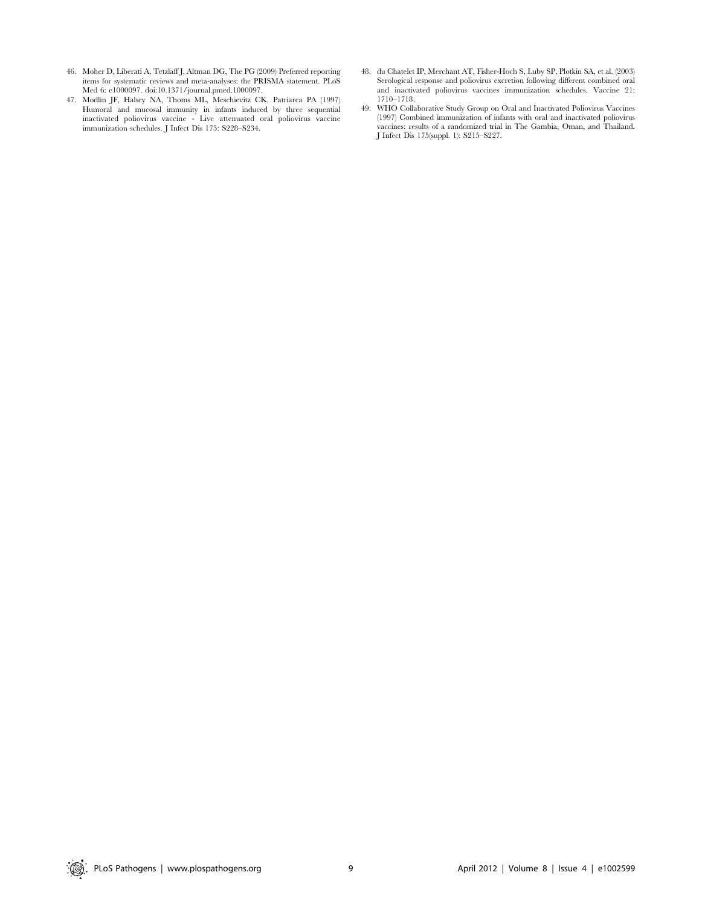46. Moher D, Liberati A, Tetzlaff J, Altman DG, The PG (2009) Preferred reporting items for systematic reviews and meta-analyses: the PRISMA statement. PLoS Med 6: e1000097. doi:10.1371/journal.pmed.1000097.
47. Modlin JF, Halsey NA, Thoms ML, Meschievitz CK, Patriarca PA (1997) Humoral and mucosal immunity in infants induced by three sequential inactivated poliovirus vaccine - Live attenuated oral poliovirus vaccine immunization schedules. J Infect Dis 175: S228–S234.
48. du Chatelet IP, Merchant AT, Fisher-Hoch S, Luby SP, Plotkin SA, et al. (2003) Serological response and poliovirus excretion following different combined oral and inactivated poliovirus vaccines immunization schedules. Vaccine 21: 1710–1718.
49. WHO Collaborative Study Group on Oral and Inactivated Poliovirus Vaccines (1997) Combined immunization of infants with oral and inactivated poliovirus vaccines: results of a randomized trial in The Gambia, Oman, and Thailand. J Infect Dis 175(suppl. 1): S215–S227.